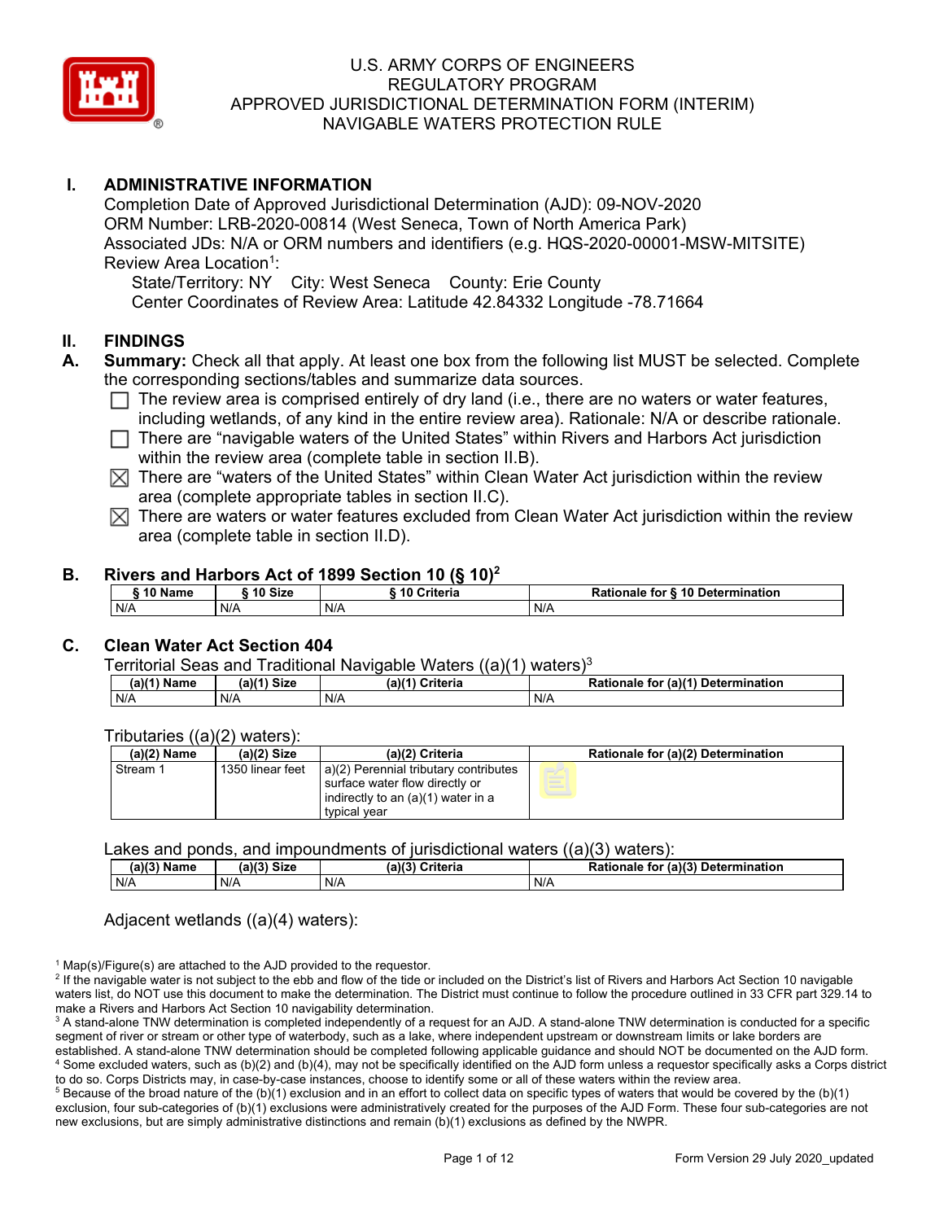# U.S. ARMY CORPS OF ENGINEERS
# REGULATORY PROGRAM
# APPROVED JURISDICTIONAL DETERMINATION FORM (INTERIM)
# NAVIGABLE WATERS PROTECTION RULE

## I. ADMINISTRATIVE INFORMATION

Completion Date of Approved Jurisdictional Determination (AJD): 09-NOV-2020
ORM Number: LRB-2020-00814 (West Seneca, Town of North America Park)
Associated JDs: N/A or ORM numbers and identifiers (e.g. HQS-2020-00001-MSW-MITSITE)
Review Area Location[1]:
State/Territory: NY City: West Seneca County: Erie County
Center Coordinates of Review Area: Latitude 42.84332 Longitude -78.71664

## II. FINDINGS

**A. Summary:** Check all that apply. At least one box from the following list MUST be selected. Complete the corresponding sections/tables and summarize data sources.

- ☐ The review area is comprised entirely of dry land (i.e., there are no waters or water features, including wetlands, of any kind in the entire review area). Rationale: N/A or describe rationale.
- ☐ There are "navigable waters of the United States" within Rivers and Harbors Act jurisdiction within the review area (complete table in section II.B).
- ☒ There are "waters of the United States" within Clean Water Act jurisdiction within the review area (complete appropriate tables in section II.C).
- ☒ There are waters or water features excluded from Clean Water Act jurisdiction within the review area (complete table in section II.D).

### B. Rivers and Harbors Act of 1899 Section 10 (§ 10)[2]

| § 10 Name | § 10 Size | § 10 Criteria | Rationale for § 10 Determination |
|---|---|---|---|
| N/A | N/A | N/A | N/A |

### C. Clean Water Act Section 404

Territorial Seas and Traditional Navigable Waters ((a)(1) waters)[3]

| (a)(1) Name | (a)(1) Size | (a)(1) Criteria | Rationale for (a)(1) Determination |
|---|---|---|---|
| N/A | N/A | N/A | N/A |

Tributaries ((a)(2) waters):

| (a)(2) Name | (a)(2) Size | (a)(2) Criteria | Rationale for (a)(2) Determination |
|---|---|---|---|
| Stream 1 | 1350 linear feet | a)(2) Perennial tributary contributes surface water flow directly or indirectly to an (a)(1) water in a typical year | |

Lakes and ponds, and impoundments of jurisdictional waters ((a)(3) waters):

| (a)(3) Name | (a)(3) Size | (a)(3) Criteria | Rationale for (a)(3) Determination |
|---|---|---|---|
| N/A | N/A | N/A | N/A |

Adjacent wetlands ((a)(4) waters):

[1] Map(s)/Figure(s) are attached to the AJD provided to the requestor.
[2] If the navigable water is not subject to the ebb and flow of the tide or included on the District's list of Rivers and Harbors Act Section 10 navigable waters list, do NOT use this document to make the determination. The District must continue to follow the procedure outlined in 33 CFR part 329.14 to make a Rivers and Harbors Act Section 10 navigability determination.
[3] A stand-alone TNW determination is completed independently of a request for an AJD. A stand-alone TNW determination is conducted for a specific segment of river or stream or other type of waterbody, such as a lake, where independent upstream or downstream limits or lake borders are established. A stand-alone TNW determination should be completed following applicable guidance and should NOT be documented on the AJD form.
[4] Some excluded waters, such as (b)(2) and (b)(4), may not be specifically identified on the AJD form unless a requestor specifically asks a Corps district to do so. Corps Districts may, in case-by-case instances, choose to identify some or all of these waters within the review area.
[5] Because of the broad nature of the (b)(1) exclusion and in an effort to collect data on specific types of waters that would be covered by the (b)(1) exclusion, four sub-categories of (b)(1) exclusions were administratively created for the purposes of the AJD Form. These four sub-categories are not new exclusions, but are simply administrative distinctions and remain (b)(1) exclusions as defined by the NWPR.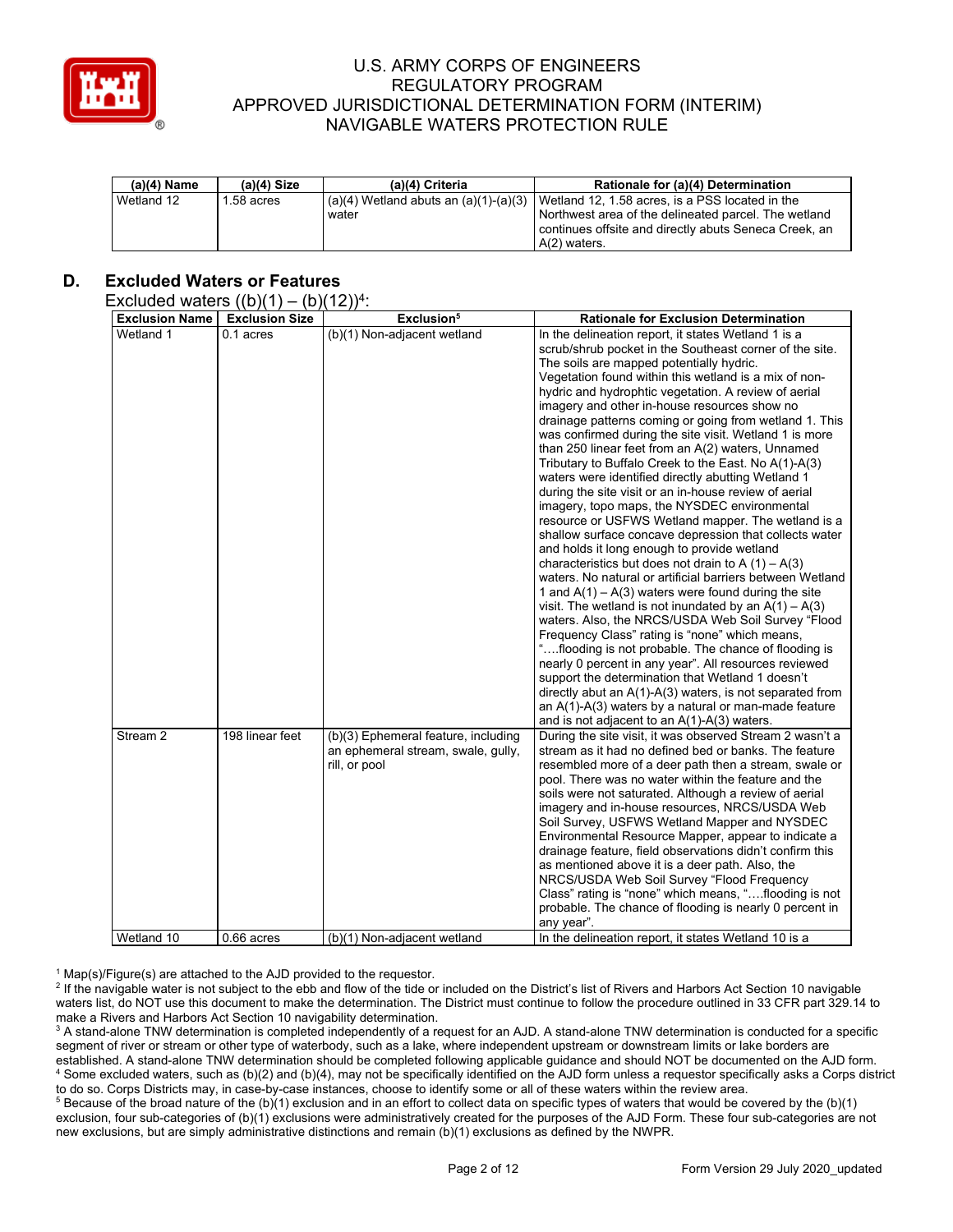| (a)(4) Name | (a)(4) Size | (a)(4) Criteria | Rationale for (a)(4) Determination |
|---|---|---|---|
| Wetland 12 | 1.58 acres | (a)(4) Wetland abuts an (a)(1)-(a)(3) water | Wetland 12, 1.58 acres, is a PSS located in the Northwest area of the delineated parcel. The wetland continues offsite and directly abuts Seneca Creek, an A(2) waters. |

## D. Excluded Waters or Features

Excluded waters ((b)(1) – (b)(12))[4]:

| Exclusion Name | Exclusion Size | Exclusion[5] | Rationale for Exclusion Determination |
|---|---|---|---|
| Wetland 1 | 0.1 acres | (b)(1) Non-adjacent wetland | In the delineation report, it states Wetland 1 is a scrub/shrub pocket in the Southeast corner of the site. The soils are mapped potentially hydric. Vegetation found within this wetland is a mix of non-hydric and hydrophtic vegetation. A review of aerial imagery and other in-house resources show no drainage patterns coming or going from wetland 1. This was confirmed during the site visit. Wetland 1 is more than 250 linear feet from an A(2) waters, Unnamed Tributary to Buffalo Creek to the East. No A(1)-A(3) waters were identified directly abutting Wetland 1 during the site visit or an in-house review of aerial imagery, topo maps, the NYSDEC environmental resource or USFWS Wetland mapper. The wetland is a shallow surface concave depression that collects water and holds it long enough to provide wetland characteristics but does not drain to A (1) – A(3) waters. No natural or artificial barriers between Wetland 1 and A(1) – A(3) waters were found during the site visit. The wetland is not inundated by an A(1) – A(3) waters. Also, the NRCS/USDA Web Soil Survey "Flood Frequency Class" rating is "none" which means, "….flooding is not probable. The chance of flooding is nearly 0 percent in any year". All resources reviewed support the determination that Wetland 1 doesn't directly abut an A(1)-A(3) waters, is not separated from an A(1)-A(3) waters by a natural or man-made feature and is not adjacent to an A(1)-A(3) waters. |
| Stream 2 | 198 linear feet | (b)(3) Ephemeral feature, including an ephemeral stream, swale, gully, rill, or pool | During the site visit, it was observed Stream 2 wasn't a stream as it had no defined bed or banks. The feature resembled more of a deer path then a stream, swale or pool. There was no water within the feature and the soils were not saturated. Although a review of aerial imagery and in-house resources, NRCS/USDA Web Soil Survey, USFWS Wetland Mapper and NYSDEC Environmental Resource Mapper, appear to indicate a drainage feature, field observations didn't confirm this as mentioned above it is a deer path. Also, the NRCS/USDA Web Soil Survey "Flood Frequency Class" rating is "none" which means, "….flooding is not probable. The chance of flooding is nearly 0 percent in any year". |
| Wetland 10 | 0.66 acres | (b)(1) Non-adjacent wetland | In the delineation report, it states Wetland 10 is a |

[1] Map(s)/Figure(s) are attached to the AJD provided to the requestor.
[2] If the navigable water is not subject to the ebb and flow of the tide or included on the District's list of Rivers and Harbors Act Section 10 navigable waters list, do NOT use this document to make the determination. The District must continue to follow the procedure outlined in 33 CFR part 329.14 to make a Rivers and Harbors Act Section 10 navigability determination.
[3] A stand-alone TNW determination is completed independently of a request for an AJD. A stand-alone TNW determination is conducted for a specific segment of river or stream or other type of waterbody, such as a lake, where independent upstream or downstream limits or lake borders are established. A stand-alone TNW determination should be completed following applicable guidance and should NOT be documented on the AJD form.
[4] Some excluded waters, such as (b)(2) and (b)(4), may not be specifically identified on the AJD form unless a requestor specifically asks a Corps district to do so. Corps Districts may, in case-by-case instances, choose to identify some or all of these waters within the review area.
[5] Because of the broad nature of the (b)(1) exclusion and in an effort to collect data on specific types of waters that would be covered by the (b)(1) exclusion, four sub-categories of (b)(1) exclusions were administratively created for the purposes of the AJD Form. These four sub-categories are not new exclusions, but are simply administrative distinctions and remain (b)(1) exclusions as defined by the NWPR.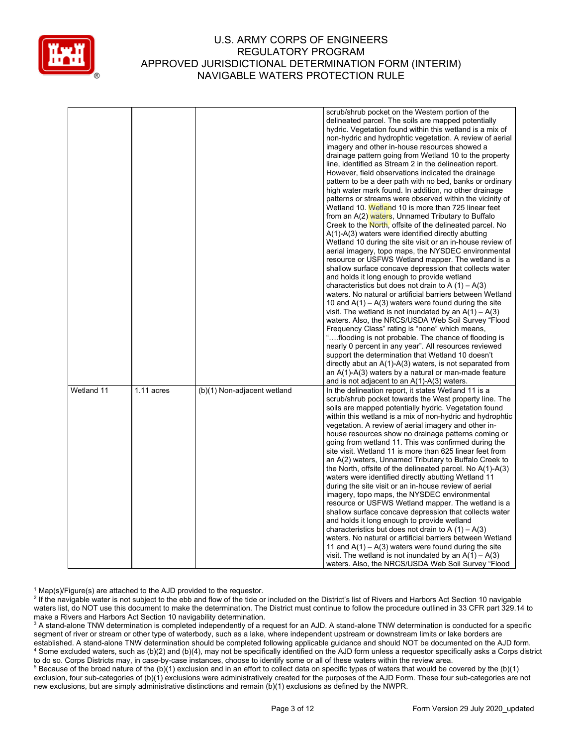| | | | |
|---|---|---|---|
| | | | scrub/shrub pocket on the Western portion of the delineated parcel. The soils are mapped potentially hydric. Vegetation found within this wetland is a mix of non-hydric and hydrophtic vegetation. A review of aerial imagery and other in-house resources showed a drainage pattern going from Wetland 10 to the property line, identified as Stream 2 in the delineation report. However, field observations indicated the drainage pattern to be a deer path with no bed, banks or ordinary high water mark found. In addition, no other drainage patterns or streams were observed within the vicinity of Wetland 10. Wetland 10 is more than 725 linear feet from an A(2) waters, Unnamed Tributary to Buffalo Creek to the North, offsite of the delineated parcel. No A(1)-A(3) waters were identified directly abutting Wetland 10 during the site visit or an in-house review of aerial imagery, topo maps, the NYSDEC environmental resource or USFWS Wetland mapper. The wetland is a shallow surface concave depression that collects water and holds it long enough to provide wetland characteristics but does not drain to A (1) – A(3) waters. No natural or artificial barriers between Wetland 10 and A(1) – A(3) waters were found during the site visit. The wetland is not inundated by an A(1) – A(3) waters. Also, the NRCS/USDA Web Soil Survey "Flood Frequency Class" rating is "none" which means, "….flooding is not probable. The chance of flooding is nearly 0 percent in any year". All resources reviewed support the determination that Wetland 10 doesn't directly abut an A(1)-A(3) waters, is not separated from an A(1)-A(3) waters by a natural or man-made feature and is not adjacent to an A(1)-A(3) waters. |
| Wetland 11 | 1.11 acres | (b)(1) Non-adjacent wetland | In the delineation report, it states Wetland 11 is a scrub/shrub pocket towards the West property line. The soils are mapped potentially hydric. Vegetation found within this wetland is a mix of non-hydric and hydrophtic vegetation. A review of aerial imagery and other in-house resources show no drainage patterns coming or going from wetland 11. This was confirmed during the site visit. Wetland 11 is more than 625 linear feet from an A(2) waters, Unnamed Tributary to Buffalo Creek to the North, offsite of the delineated parcel. No A(1)-A(3) waters were identified directly abutting Wetland 11 during the site visit or an in-house review of aerial imagery, topo maps, the NYSDEC environmental resource or USFWS Wetland mapper. The wetland is a shallow surface concave depression that collects water and holds it long enough to provide wetland characteristics but does not drain to A (1) – A(3) waters. No natural or artificial barriers between Wetland 11 and A(1) – A(3) waters were found during the site visit. The wetland is not inundated by an A(1) – A(3) waters. Also, the NRCS/USDA Web Soil Survey "Flood |

[1] Map(s)/Figure(s) are attached to the AJD provided to the requestor.
[2] If the navigable water is not subject to the ebb and flow of the tide or included on the District's list of Rivers and Harbors Act Section 10 navigable waters list, do NOT use this document to make the determination. The District must continue to follow the procedure outlined in 33 CFR part 329.14 to make a Rivers and Harbors Act Section 10 navigability determination.
[3] A stand-alone TNW determination is completed independently of a request for an AJD. A stand-alone TNW determination is conducted for a specific segment of river or stream or other type of waterbody, such as a lake, where independent upstream or downstream limits or lake borders are established. A stand-alone TNW determination should be completed following applicable guidance and should NOT be documented on the AJD form.
[4] Some excluded waters, such as (b)(2) and (b)(4), may not be specifically identified on the AJD form unless a requestor specifically asks a Corps district to do so. Corps Districts may, in case-by-case instances, choose to identify some or all of these waters within the review area.
[5] Because of the broad nature of the (b)(1) exclusion and in an effort to collect data on specific types of waters that would be covered by the (b)(1) exclusion, four sub-categories of (b)(1) exclusions were administratively created for the purposes of the AJD Form. These four sub-categories are not new exclusions, but are simply administrative distinctions and remain (b)(1) exclusions as defined by the NWPR.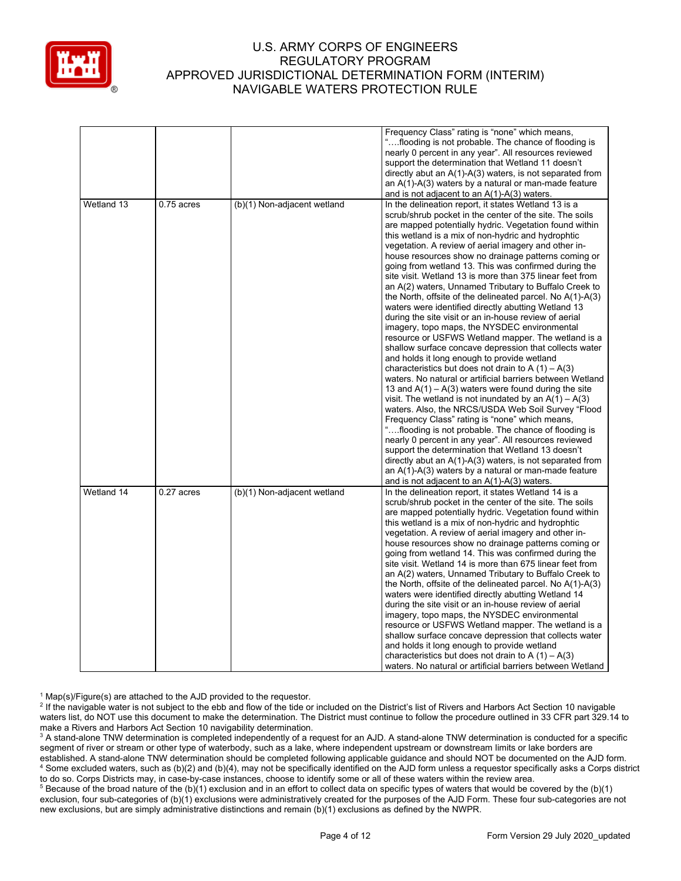|  |  |  | Frequency Class" rating is "none" which means, "….flooding is not probable. The chance of flooding is nearly 0 percent in any year". All resources reviewed support the determination that Wetland 11 doesn't directly abut an A(1)-A(3) waters, is not separated from an A(1)-A(3) waters by a natural or man-made feature and is not adjacent to an A(1)-A(3) waters. |
|---|---|---|---|
| Wetland 13 | 0.75 acres | (b)(1) Non-adjacent wetland | In the delineation report, it states Wetland 13 is a scrub/shrub pocket in the center of the site. The soils are mapped potentially hydric. Vegetation found within this wetland is a mix of non-hydric and hydrophtic vegetation. A review of aerial imagery and other in-house resources show no drainage patterns coming or going from wetland 13. This was confirmed during the site visit. Wetland 13 is more than 375 linear feet from an A(2) waters, Unnamed Tributary to Buffalo Creek to the North, offsite of the delineated parcel. No A(1)-A(3) waters were identified directly abutting Wetland 13 during the site visit or an in-house review of aerial imagery, topo maps, the NYSDEC environmental resource or USFWS Wetland mapper. The wetland is a shallow surface concave depression that collects water and holds it long enough to provide wetland characteristics but does not drain to A (1) – A(3) waters. No natural or artificial barriers between Wetland 13 and A(1) – A(3) waters were found during the site visit. The wetland is not inundated by an A(1) – A(3) waters. Also, the NRCS/USDA Web Soil Survey "Flood Frequency Class" rating is "none" which means, "….flooding is not probable. The chance of flooding is nearly 0 percent in any year". All resources reviewed support the determination that Wetland 13 doesn't directly abut an A(1)-A(3) waters, is not separated from an A(1)-A(3) waters by a natural or man-made feature and is not adjacent to an A(1)-A(3) waters. |
| Wetland 14 | 0.27 acres | (b)(1) Non-adjacent wetland | In the delineation report, it states Wetland 14 is a scrub/shrub pocket in the center of the site. The soils are mapped potentially hydric. Vegetation found within this wetland is a mix of non-hydric and hydrophtic vegetation. A review of aerial imagery and other in-house resources show no drainage patterns coming or going from wetland 14. This was confirmed during the site visit. Wetland 14 is more than 675 linear feet from an A(2) waters, Unnamed Tributary to Buffalo Creek to the North, offsite of the delineated parcel. No A(1)-A(3) waters were identified directly abutting Wetland 14 during the site visit or an in-house review of aerial imagery, topo maps, the NYSDEC environmental resource or USFWS Wetland mapper. The wetland is a shallow surface concave depression that collects water and holds it long enough to provide wetland characteristics but does not drain to A (1) – A(3) waters. No natural or artificial barriers between Wetland |

[1] Map(s)/Figure(s) are attached to the AJD provided to the requestor.

[2] If the navigable water is not subject to the ebb and flow of the tide or included on the District's list of Rivers and Harbors Act Section 10 navigable waters list, do NOT use this document to make the determination. The District must continue to follow the procedure outlined in 33 CFR part 329.14 to make a Rivers and Harbors Act Section 10 navigability determination.

[3] A stand-alone TNW determination is completed independently of a request for an AJD. A stand-alone TNW determination is conducted for a specific segment of river or stream or other type of waterbody, such as a lake, where independent upstream or downstream limits or lake borders are established. A stand-alone TNW determination should be completed following applicable guidance and should NOT be documented on the AJD form.

[4] Some excluded waters, such as (b)(2) and (b)(4), may not be specifically identified on the AJD form unless a requestor specifically asks a Corps district to do so. Corps Districts may, in case-by-case instances, choose to identify some or all of these waters within the review area.

[5] Because of the broad nature of the (b)(1) exclusion and in an effort to collect data on specific types of waters that would be covered by the (b)(1) exclusion, four sub-categories of (b)(1) exclusions were administratively created for the purposes of the AJD Form. These four sub-categories are not new exclusions, but are simply administrative distinctions and remain (b)(1) exclusions as defined by the NWPR.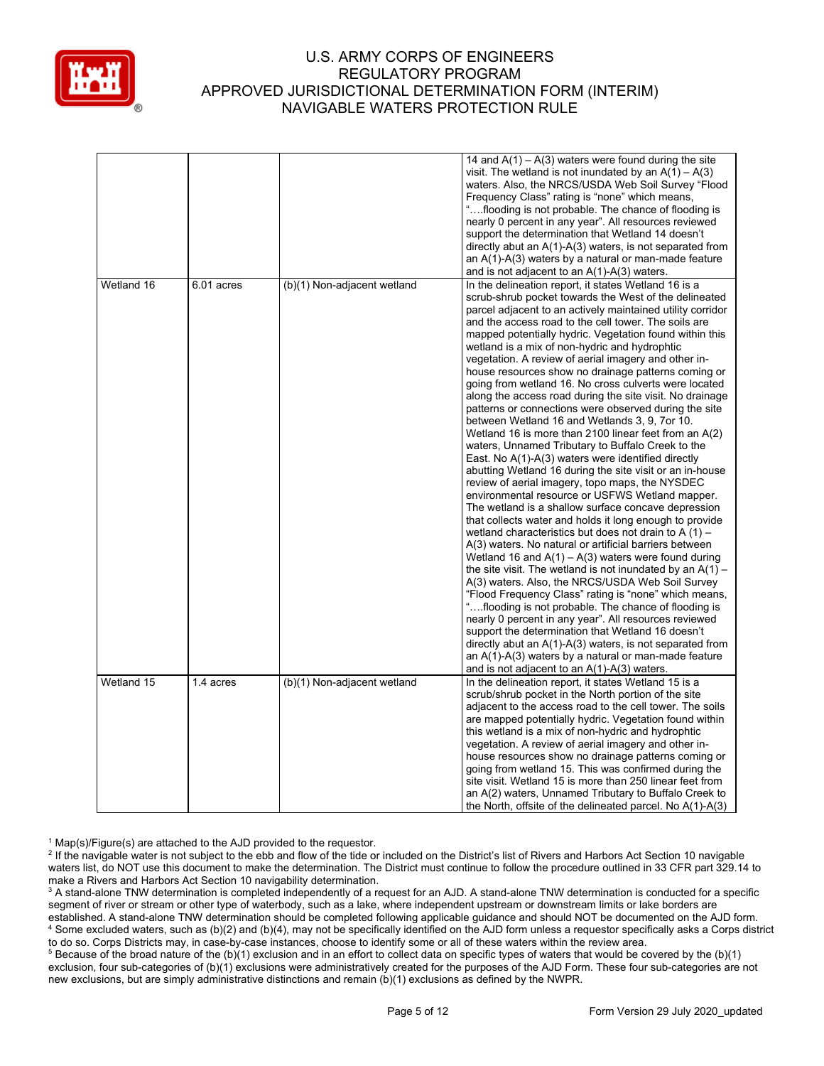| | | | |
|---|---|---|---|
| | | | 14 and A(1) – A(3) waters were found during the site visit. The wetland is not inundated by an A(1) – A(3) waters. Also, the NRCS/USDA Web Soil Survey "Flood Frequency Class" rating is "none" which means, "….flooding is not probable. The chance of flooding is nearly 0 percent in any year". All resources reviewed support the determination that Wetland 14 doesn't directly abut an A(1)-A(3) waters, is not separated from an A(1)-A(3) waters by a natural or man-made feature and is not adjacent to an A(1)-A(3) waters. |
| Wetland 16 | 6.01 acres | (b)(1) Non-adjacent wetland | In the delineation report, it states Wetland 16 is a scrub-shrub pocket towards the West of the delineated parcel adjacent to an actively maintained utility corridor and the access road to the cell tower. The soils are mapped potentially hydric. Vegetation found within this wetland is a mix of non-hydric and hydrophtic vegetation. A review of aerial imagery and other in-house resources show no drainage patterns coming or going from wetland 16. No cross culverts were located along the access road during the site visit. No drainage patterns or connections were observed during the site between Wetland 16 and Wetlands 3, 9, 7or 10. Wetland 16 is more than 2100 linear feet from an A(2) waters, Unnamed Tributary to Buffalo Creek to the East. No A(1)-A(3) waters were identified directly abutting Wetland 16 during the site visit or an in-house review of aerial imagery, topo maps, the NYSDEC environmental resource or USFWS Wetland mapper. The wetland is a shallow surface concave depression that collects water and holds it long enough to provide wetland characteristics but does not drain to A (1) – A(3) waters. No natural or artificial barriers between Wetland 16 and A(1) – A(3) waters were found during the site visit. The wetland is not inundated by an A(1) – A(3) waters. Also, the NRCS/USDA Web Soil Survey "Flood Frequency Class" rating is "none" which means, "….flooding is not probable. The chance of flooding is nearly 0 percent in any year". All resources reviewed support the determination that Wetland 16 doesn't directly abut an A(1)-A(3) waters, is not separated from an A(1)-A(3) waters by a natural or man-made feature and is not adjacent to an A(1)-A(3) waters. |
| Wetland 15 | 1.4 acres | (b)(1) Non-adjacent wetland | In the delineation report, it states Wetland 15 is a scrub/shrub pocket in the North portion of the site adjacent to the access road to the cell tower. The soils are mapped potentially hydric. Vegetation found within this wetland is a mix of non-hydric and hydrophtic vegetation. A review of aerial imagery and other in-house resources show no drainage patterns coming or going from wetland 15. This was confirmed during the site visit. Wetland 15 is more than 250 linear feet from an A(2) waters, Unnamed Tributary to Buffalo Creek to the North, offsite of the delineated parcel. No A(1)-A(3) |

[1] Map(s)/Figure(s) are attached to the AJD provided to the requestor.
[2] If the navigable water is not subject to the ebb and flow of the tide or included on the District's list of Rivers and Harbors Act Section 10 navigable waters list, do NOT use this document to make the determination. The District must continue to follow the procedure outlined in 33 CFR part 329.14 to make a Rivers and Harbors Act Section 10 navigability determination.
[3] A stand-alone TNW determination is completed independently of a request for an AJD. A stand-alone TNW determination is conducted for a specific segment of river or stream or other type of waterbody, such as a lake, where independent upstream or downstream limits or lake borders are established. A stand-alone TNW determination should be completed following applicable guidance and should NOT be documented on the AJD form.
[4] Some excluded waters, such as (b)(2) and (b)(4), may not be specifically identified on the AJD form unless a requestor specifically asks a Corps district to do so. Corps Districts may, in case-by-case instances, choose to identify some or all of these waters within the review area.
[5] Because of the broad nature of the (b)(1) exclusion and in an effort to collect data on specific types of waters that would be covered by the (b)(1) exclusion, four sub-categories of (b)(1) exclusions were administratively created for the purposes of the AJD Form. These four sub-categories are not new exclusions, but are simply administrative distinctions and remain (b)(1) exclusions as defined by the NWPR.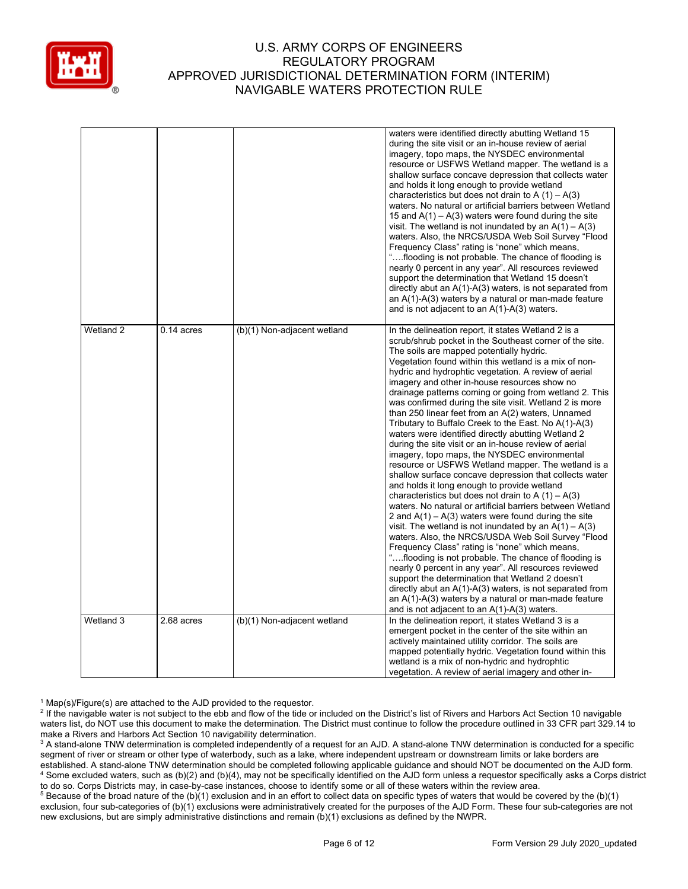| | | | |
|---|---|---|---|
| | | | waters were identified directly abutting Wetland 15 during the site visit or an in-house review of aerial imagery, topo maps, the NYSDEC environmental resource or USFWS Wetland mapper. The wetland is a shallow surface concave depression that collects water and holds it long enough to provide wetland characteristics but does not drain to A (1) – A(3) waters. No natural or artificial barriers between Wetland 15 and A(1) – A(3) waters were found during the site visit. The wetland is not inundated by an A(1) – A(3) waters. Also, the NRCS/USDA Web Soil Survey "Flood Frequency Class" rating is "none" which means, "….flooding is not probable. The chance of flooding is nearly 0 percent in any year". All resources reviewed support the determination that Wetland 15 doesn't directly abut an A(1)-A(3) waters, is not separated from an A(1)-A(3) waters by a natural or man-made feature and is not adjacent to an A(1)-A(3) waters. |
| Wetland 2 | 0.14 acres | (b)(1) Non-adjacent wetland | In the delineation report, it states Wetland 2 is a scrub/shrub pocket in the Southeast corner of the site. The soils are mapped potentially hydric. Vegetation found within this wetland is a mix of non-hydric and hydrophtic vegetation. A review of aerial imagery and other in-house resources show no drainage patterns coming or going from wetland 2. This was confirmed during the site visit. Wetland 2 is more than 250 linear feet from an A(2) waters, Unnamed Tributary to Buffalo Creek to the East. No A(1)-A(3) waters were identified directly abutting Wetland 2 during the site visit or an in-house review of aerial imagery, topo maps, the NYSDEC environmental resource or USFWS Wetland mapper. The wetland is a shallow surface concave depression that collects water and holds it long enough to provide wetland characteristics but does not drain to A (1) – A(3) waters. No natural or artificial barriers between Wetland 2 and A(1) – A(3) waters were found during the site visit. The wetland is not inundated by an A(1) – A(3) waters. Also, the NRCS/USDA Web Soil Survey "Flood Frequency Class" rating is "none" which means, "….flooding is not probable. The chance of flooding is nearly 0 percent in any year". All resources reviewed support the determination that Wetland 2 doesn't directly abut an A(1)-A(3) waters, is not separated from an A(1)-A(3) waters by a natural or man-made feature and is not adjacent to an A(1)-A(3) waters. |
| Wetland 3 | 2.68 acres | (b)(1) Non-adjacent wetland | In the delineation report, it states Wetland 3 is a emergent pocket in the center of the site within an actively maintained utility corridor. The soils are mapped potentially hydric. Vegetation found within this wetland is a mix of non-hydric and hydrophtic vegetation. A review of aerial imagery and other in- |

[1] Map(s)/Figure(s) are attached to the AJD provided to the requestor.
[2] If the navigable water is not subject to the ebb and flow of the tide or included on the District's list of Rivers and Harbors Act Section 10 navigable waters list, do NOT use this document to make the determination. The District must continue to follow the procedure outlined in 33 CFR part 329.14 to make a Rivers and Harbors Act Section 10 navigability determination.
[3] A stand-alone TNW determination is completed independently of a request for an AJD. A stand-alone TNW determination is conducted for a specific segment of river or stream or other type of waterbody, such as a lake, where independent upstream or downstream limits or lake borders are established. A stand-alone TNW determination should be completed following applicable guidance and should NOT be documented on the AJD form.
[4] Some excluded waters, such as (b)(2) and (b)(4), may not be specifically identified on the AJD form unless a requestor specifically asks a Corps district to do so. Corps Districts may, in case-by-case instances, choose to identify some or all of these waters within the review area.
[5] Because of the broad nature of the (b)(1) exclusion and in an effort to collect data on specific types of waters that would be covered by the (b)(1) exclusion, four sub-categories of (b)(1) exclusions were administratively created for the purposes of the AJD Form. These four sub-categories are not new exclusions, but are simply administrative distinctions and remain (b)(1) exclusions as defined by the NWPR.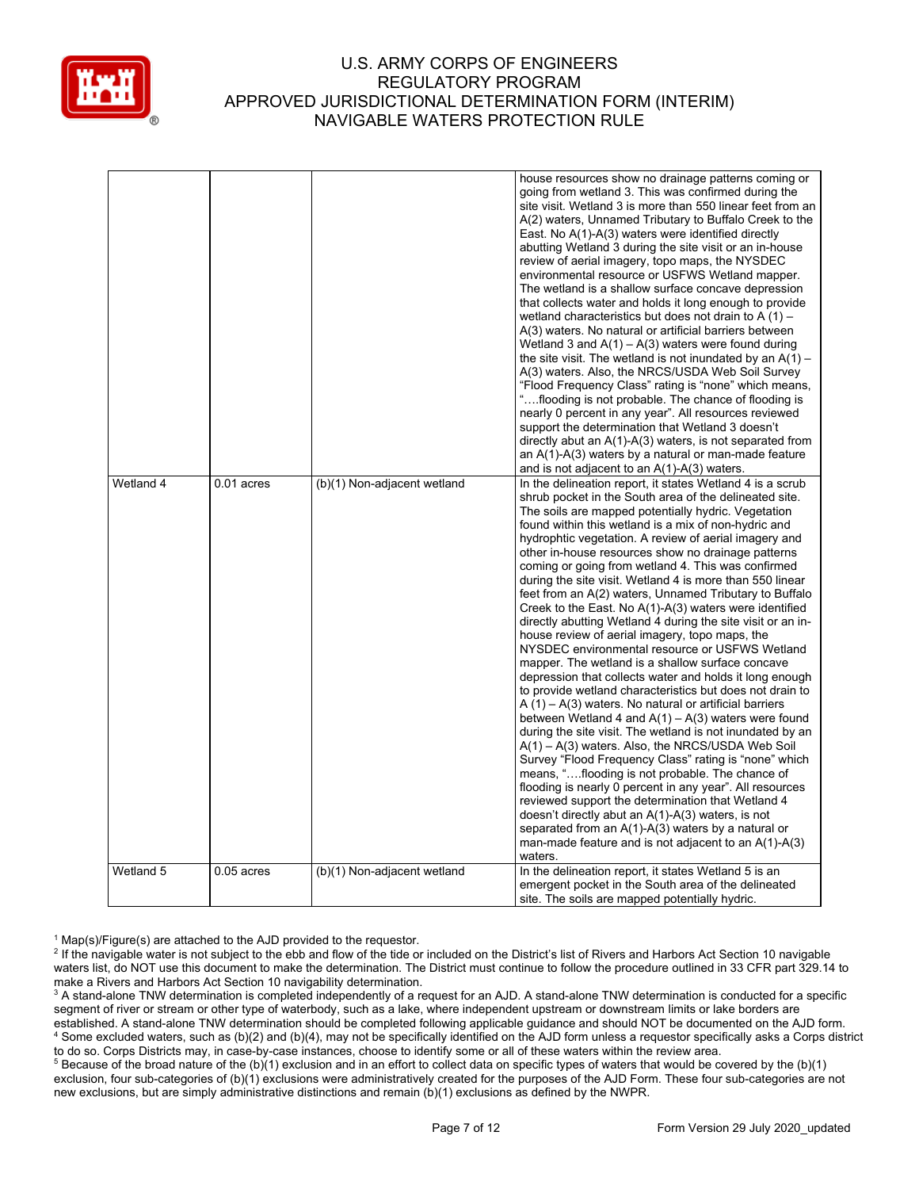| | | | |
|---|---|---|---|
| | | | house resources show no drainage patterns coming or going from wetland 3. This was confirmed during the site visit. Wetland 3 is more than 550 linear feet from an A(2) waters, Unnamed Tributary to Buffalo Creek to the East. No A(1)-A(3) waters were identified directly abutting Wetland 3 during the site visit or an in-house review of aerial imagery, topo maps, the NYSDEC environmental resource or USFWS Wetland mapper. The wetland is a shallow surface concave depression that collects water and holds it long enough to provide wetland characteristics but does not drain to A (1) – A(3) waters. No natural or artificial barriers between Wetland 3 and A(1) – A(3) waters were found during the site visit. The wetland is not inundated by an A(1) – A(3) waters. Also, the NRCS/USDA Web Soil Survey "Flood Frequency Class" rating is "none" which means, "….flooding is not probable. The chance of flooding is nearly 0 percent in any year". All resources reviewed support the determination that Wetland 3 doesn't directly abut an A(1)-A(3) waters, is not separated from an A(1)-A(3) waters by a natural or man-made feature and is not adjacent to an A(1)-A(3) waters. |
| Wetland 4 | 0.01 acres | (b)(1) Non-adjacent wetland | In the delineation report, it states Wetland 4 is a scrub shrub pocket in the South area of the delineated site. The soils are mapped potentially hydric. Vegetation found within this wetland is a mix of non-hydric and hydrophtic vegetation. A review of aerial imagery and other in-house resources show no drainage patterns coming or going from wetland 4. This was confirmed during the site visit. Wetland 4 is more than 550 linear feet from an A(2) waters, Unnamed Tributary to Buffalo Creek to the East. No A(1)-A(3) waters were identified directly abutting Wetland 4 during the site visit or an in-house review of aerial imagery, topo maps, the NYSDEC environmental resource or USFWS Wetland mapper. The wetland is a shallow surface concave depression that collects water and holds it long enough to provide wetland characteristics but does not drain to A (1) – A(3) waters. No natural or artificial barriers between Wetland 4 and A(1) – A(3) waters were found during the site visit. The wetland is not inundated by an A(1) – A(3) waters. Also, the NRCS/USDA Web Soil Survey "Flood Frequency Class" rating is "none" which means, "….flooding is not probable. The chance of flooding is nearly 0 percent in any year". All resources reviewed support the determination that Wetland 4 doesn't directly abut an A(1)-A(3) waters, is not separated from an A(1)-A(3) waters by a natural or man-made feature and is not adjacent to an A(1)-A(3) waters. |
| Wetland 5 | 0.05 acres | (b)(1) Non-adjacent wetland | In the delineation report, it states Wetland 5 is an emergent pocket in the South area of the delineated site. The soils are mapped potentially hydric. |

[1] Map(s)/Figure(s) are attached to the AJD provided to the requestor.

[2] If the navigable water is not subject to the ebb and flow of the tide or included on the District's list of Rivers and Harbors Act Section 10 navigable waters list, do NOT use this document to make the determination. The District must continue to follow the procedure outlined in 33 CFR part 329.14 to make a Rivers and Harbors Act Section 10 navigability determination.

[3] A stand-alone TNW determination is completed independently of a request for an AJD. A stand-alone TNW determination is conducted for a specific segment of river or stream or other type of waterbody, such as a lake, where independent upstream or downstream limits or lake borders are established. A stand-alone TNW determination should be completed following applicable guidance and should NOT be documented on the AJD form.

[4] Some excluded waters, such as (b)(2) and (b)(4), may not be specifically identified on the AJD form unless a requestor specifically asks a Corps district to do so. Corps Districts may, in case-by-case instances, choose to identify some or all of these waters within the review area.

[5] Because of the broad nature of the (b)(1) exclusion and in an effort to collect data on specific types of waters that would be covered by the (b)(1) exclusion, four sub-categories of (b)(1) exclusions were administratively created for the purposes of the AJD Form. These four sub-categories are not new exclusions, but are simply administrative distinctions and remain (b)(1) exclusions as defined by the NWPR.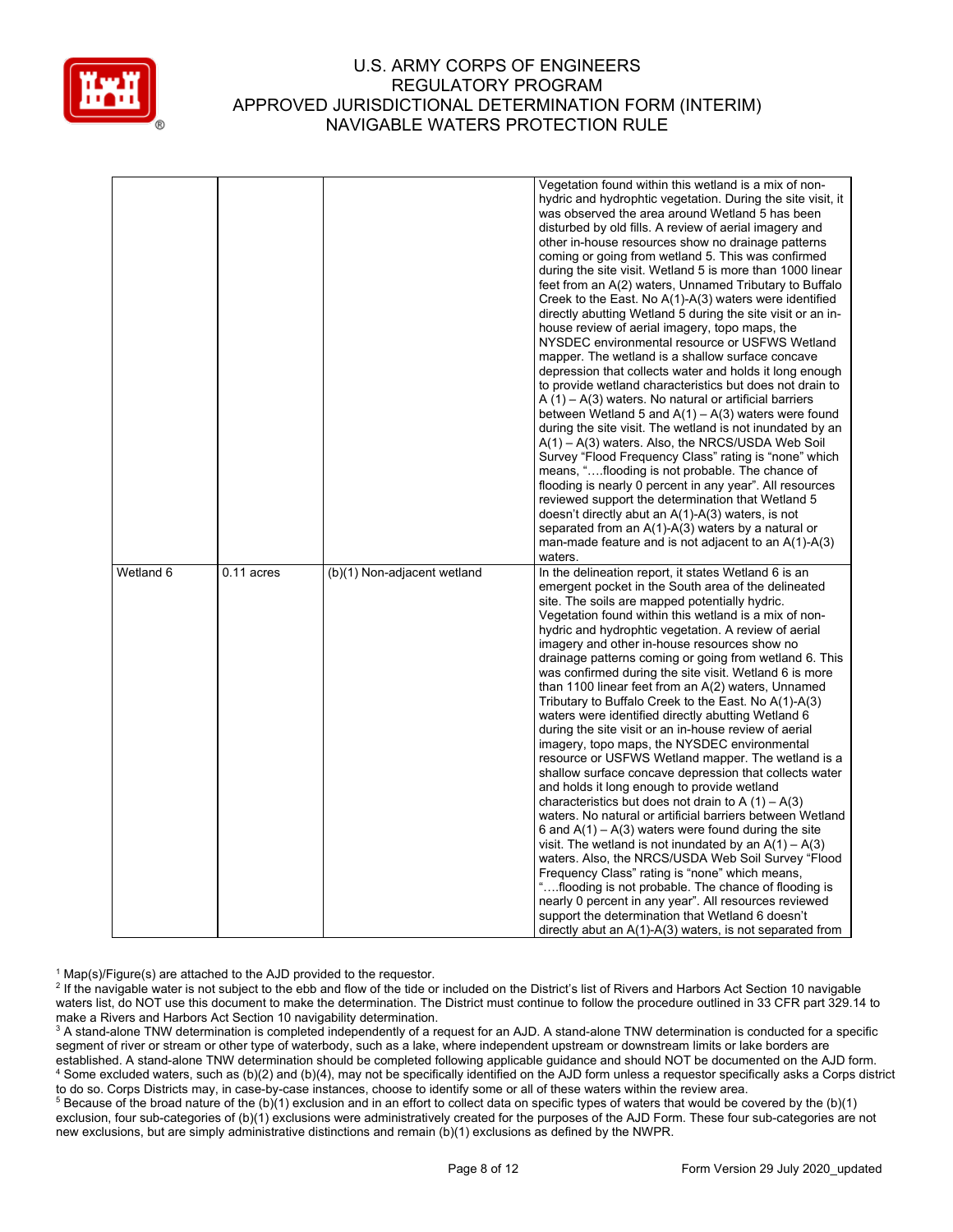| | | | |
|---|---|---|---|
| | | | Vegetation found within this wetland is a mix of non-hydric and hydrophtic vegetation. During the site visit, it was observed the area around Wetland 5 has been disturbed by old fills. A review of aerial imagery and other in-house resources show no drainage patterns coming or going from wetland 5. This was confirmed during the site visit. Wetland 5 is more than 1000 linear feet from an A(2) waters, Unnamed Tributary to Buffalo Creek to the East. No A(1)-A(3) waters were identified directly abutting Wetland 5 during the site visit or an in-house review of aerial imagery, topo maps, the NYSDEC environmental resource or USFWS Wetland mapper. The wetland is a shallow surface concave depression that collects water and holds it long enough to provide wetland characteristics but does not drain to A (1) – A(3) waters. No natural or artificial barriers between Wetland 5 and A(1) – A(3) waters were found during the site visit. The wetland is not inundated by an A(1) – A(3) waters. Also, the NRCS/USDA Web Soil Survey "Flood Frequency Class" rating is "none" which means, "….flooding is not probable. The chance of flooding is nearly 0 percent in any year". All resources reviewed support the determination that Wetland 5 doesn't directly abut an A(1)-A(3) waters, is not separated from an A(1)-A(3) waters by a natural or man-made feature and is not adjacent to an A(1)-A(3) waters. |
| Wetland 6 | 0.11 acres | (b)(1) Non-adjacent wetland | In the delineation report, it states Wetland 6 is an emergent pocket in the South area of the delineated site. The soils are mapped potentially hydric. Vegetation found within this wetland is a mix of non-hydric and hydrophtic vegetation. A review of aerial imagery and other in-house resources show no drainage patterns coming or going from wetland 6. This was confirmed during the site visit. Wetland 6 is more than 1100 linear feet from an A(2) waters, Unnamed Tributary to Buffalo Creek to the East. No A(1)-A(3) waters were identified directly abutting Wetland 6 during the site visit or an in-house review of aerial imagery, topo maps, the NYSDEC environmental resource or USFWS Wetland mapper. The wetland is a shallow surface concave depression that collects water and holds it long enough to provide wetland characteristics but does not drain to A (1) – A(3) waters. No natural or artificial barriers between Wetland 6 and A(1) – A(3) waters were found during the site visit. The wetland is not inundated by an A(1) – A(3) waters. Also, the NRCS/USDA Web Soil Survey "Flood Frequency Class" rating is "none" which means, "….flooding is not probable. The chance of flooding is nearly 0 percent in any year". All resources reviewed support the determination that Wetland 6 doesn't directly abut an A(1)-A(3) waters, is not separated from |

[1] Map(s)/Figure(s) are attached to the AJD provided to the requestor.

[2] If the navigable water is not subject to the ebb and flow of the tide or included on the District's list of Rivers and Harbors Act Section 10 navigable waters list, do NOT use this document to make the determination. The District must continue to follow the procedure outlined in 33 CFR part 329.14 to make a Rivers and Harbors Act Section 10 navigability determination.

[3] A stand-alone TNW determination is completed independently of a request for an AJD. A stand-alone TNW determination is conducted for a specific segment of river or stream or other type of waterbody, such as a lake, where independent upstream or downstream limits or lake borders are established. A stand-alone TNW determination should be completed following applicable guidance and should NOT be documented on the AJD form.

[4] Some excluded waters, such as (b)(2) and (b)(4), may not be specifically identified on the AJD form unless a requestor specifically asks a Corps district to do so. Corps Districts may, in case-by-case instances, choose to identify some or all of these waters within the review area.

[5] Because of the broad nature of the (b)(1) exclusion and in an effort to collect data on specific types of waters that would be covered by the (b)(1) exclusion, four sub-categories of (b)(1) exclusions were administratively created for the purposes of the AJD Form. These four sub-categories are not new exclusions, but are simply administrative distinctions and remain (b)(1) exclusions as defined by the NWPR.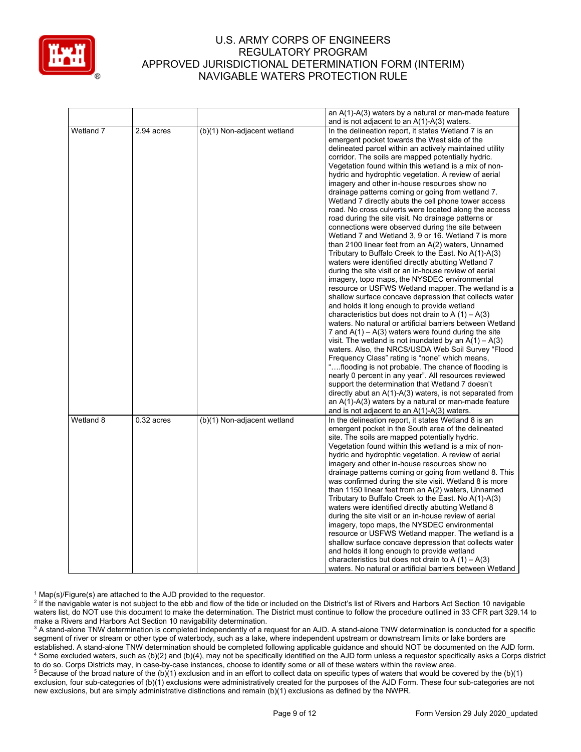|  |  |  | an A(1)-A(3) waters by a natural or man-made feature and is not adjacent to an A(1)-A(3) waters. |
|---|---|---|---|
| Wetland 7 | 2.94 acres | (b)(1) Non-adjacent wetland | In the delineation report, it states Wetland 7 is an emergent pocket towards the West side of the delineated parcel within an actively maintained utility corridor. The soils are mapped potentially hydric. Vegetation found within this wetland is a mix of non-hydric and hydrophtic vegetation. A review of aerial imagery and other in-house resources show no drainage patterns coming or going from wetland 7. Wetland 7 directly abuts the cell phone tower access road. No cross culverts were located along the access road during the site visit. No drainage patterns or connections were observed during the site between Wetland 7 and Wetland 3, 9 or 16. Wetland 7 is more than 2100 linear feet from an A(2) waters, Unnamed Tributary to Buffalo Creek to the East. No A(1)-A(3) waters were identified directly abutting Wetland 7 during the site visit or an in-house review of aerial imagery, topo maps, the NYSDEC environmental resource or USFWS Wetland mapper. The wetland is a shallow surface concave depression that collects water and holds it long enough to provide wetland characteristics but does not drain to A (1) – A(3) waters. No natural or artificial barriers between Wetland 7 and A(1) – A(3) waters were found during the site visit. The wetland is not inundated by an A(1) – A(3) waters. Also, the NRCS/USDA Web Soil Survey "Flood Frequency Class" rating is "none" which means, "….flooding is not probable. The chance of flooding is nearly 0 percent in any year". All resources reviewed support the determination that Wetland 7 doesn't directly abut an A(1)-A(3) waters, is not separated from an A(1)-A(3) waters by a natural or man-made feature and is not adjacent to an A(1)-A(3) waters. |
| Wetland 8 | 0.32 acres | (b)(1) Non-adjacent wetland | In the delineation report, it states Wetland 8 is an emergent pocket in the South area of the delineated site. The soils are mapped potentially hydric. Vegetation found within this wetland is a mix of non-hydric and hydrophtic vegetation. A review of aerial imagery and other in-house resources show no drainage patterns coming or going from wetland 8. This was confirmed during the site visit. Wetland 8 is more than 1150 linear feet from an A(2) waters, Unnamed Tributary to Buffalo Creek to the East. No A(1)-A(3) waters were identified directly abutting Wetland 8 during the site visit or an in-house review of aerial imagery, topo maps, the NYSDEC environmental resource or USFWS Wetland mapper. The wetland is a shallow surface concave depression that collects water and holds it long enough to provide wetland characteristics but does not drain to A (1) – A(3) waters. No natural or artificial barriers between Wetland |

[1] Map(s)/Figure(s) are attached to the AJD provided to the requestor.

[2] If the navigable water is not subject to the ebb and flow of the tide or included on the District's list of Rivers and Harbors Act Section 10 navigable waters list, do NOT use this document to make the determination. The District must continue to follow the procedure outlined in 33 CFR part 329.14 to make a Rivers and Harbors Act Section 10 navigability determination.

[3] A stand-alone TNW determination is completed independently of a request for an AJD. A stand-alone TNW determination is conducted for a specific segment of river or stream or other type of waterbody, such as a lake, where independent upstream or downstream limits or lake borders are established. A stand-alone TNW determination should be completed following applicable guidance and should NOT be documented on the AJD form.

[4] Some excluded waters, such as (b)(2) and (b)(4), may not be specifically identified on the AJD form unless a requestor specifically asks a Corps district to do so. Corps Districts may, in case-by-case instances, choose to identify some or all of these waters within the review area.

[5] Because of the broad nature of the (b)(1) exclusion and in an effort to collect data on specific types of waters that would be covered by the (b)(1) exclusion, four sub-categories of (b)(1) exclusions were administratively created for the purposes of the AJD Form. These four sub-categories are not new exclusions, but are simply administrative distinctions and remain (b)(1) exclusions as defined by the NWPR.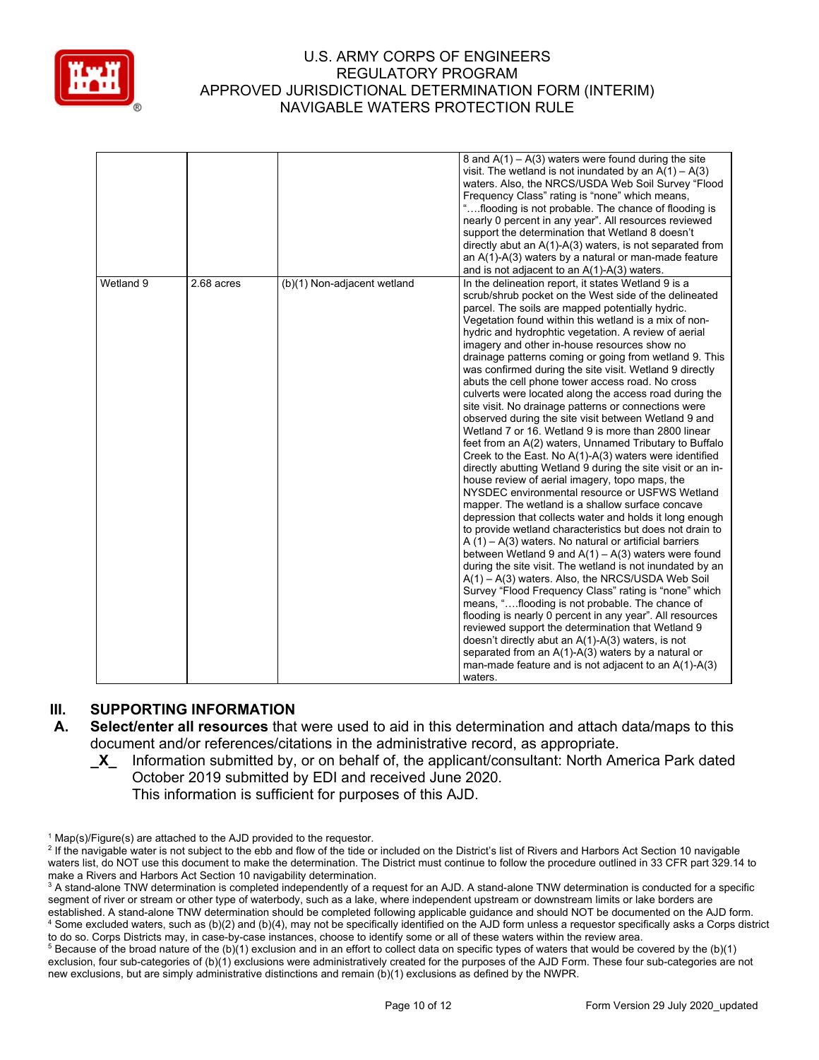| | | | |
|---|---|---|---|
| | | | 8 and A(1) – A(3) waters were found during the site visit. The wetland is not inundated by an A(1) – A(3) waters. Also, the NRCS/USDA Web Soil Survey "Flood Frequency Class" rating is "none" which means, "….flooding is not probable. The chance of flooding is nearly 0 percent in any year". All resources reviewed support the determination that Wetland 8 doesn't directly abut an A(1)-A(3) waters, is not separated from an A(1)-A(3) waters by a natural or man-made feature and is not adjacent to an A(1)-A(3) waters. |
| Wetland 9 | 2.68 acres | (b)(1) Non-adjacent wetland | In the delineation report, it states Wetland 9 is a scrub/shrub pocket on the West side of the delineated parcel. The soils are mapped potentially hydric. Vegetation found within this wetland is a mix of non-hydric and hydrophtic vegetation. A review of aerial imagery and other in-house resources show no drainage patterns coming or going from wetland 9. This was confirmed during the site visit. Wetland 9 directly abuts the cell phone tower access road. No cross culverts were located along the access road during the site visit. No drainage patterns or connections were observed during the site visit between Wetland 9 and Wetland 7 or 16. Wetland 9 is more than 2800 linear feet from an A(2) waters, Unnamed Tributary to Buffalo Creek to the East. No A(1)-A(3) waters were identified directly abutting Wetland 9 during the site visit or an in-house review of aerial imagery, topo maps, the NYSDEC environmental resource or USFWS Wetland mapper. The wetland is a shallow surface concave depression that collects water and holds it long enough to provide wetland characteristics but does not drain to A (1) – A(3) waters. No natural or artificial barriers between Wetland 9 and A(1) – A(3) waters were found during the site visit. The wetland is not inundated by an A(1) – A(3) waters. Also, the NRCS/USDA Web Soil Survey "Flood Frequency Class" rating is "none" which means, "….flooding is not probable. The chance of flooding is nearly 0 percent in any year". All resources reviewed support the determination that Wetland 9 doesn't directly abut an A(1)-A(3) waters, is not separated from an A(1)-A(3) waters by a natural or man-made feature and is not adjacent to an A(1)-A(3) waters. |

## III. SUPPORTING INFORMATION

**A. Select/enter all resources** that were used to aid in this determination and attach data/maps to this document and/or references/citations in the administrative record, as appropriate.

_X_ Information submitted by, or on behalf of, the applicant/consultant: North America Park dated October 2019 submitted by EDI and received June 2020.
This information is sufficient for purposes of this AJD.

---

[1] Map(s)/Figure(s) are attached to the AJD provided to the requestor.
[2] If the navigable water is not subject to the ebb and flow of the tide or included on the District's list of Rivers and Harbors Act Section 10 navigable waters list, do NOT use this document to make the determination. The District must continue to follow the procedure outlined in 33 CFR part 329.14 to make a Rivers and Harbors Act Section 10 navigability determination.
[3] A stand-alone TNW determination is completed independently of a request for an AJD. A stand-alone TNW determination is conducted for a specific segment of river or stream or other type of waterbody, such as a lake, where independent upstream or downstream limits or lake borders are established. A stand-alone TNW determination should be completed following applicable guidance and should NOT be documented on the AJD form.
[4] Some excluded waters, such as (b)(2) and (b)(4), may not be specifically identified on the AJD form unless a requestor specifically asks a Corps district to do so. Corps Districts may, in case-by-case instances, choose to identify some or all of these waters within the review area.
[5] Because of the broad nature of the (b)(1) exclusion and in an effort to collect data on specific types of waters that would be covered by the (b)(1) exclusion, four sub-categories of (b)(1) exclusions were administratively created for the purposes of the AJD Form. These four sub-categories are not new exclusions, but are simply administrative distinctions and remain (b)(1) exclusions as defined by the NWPR.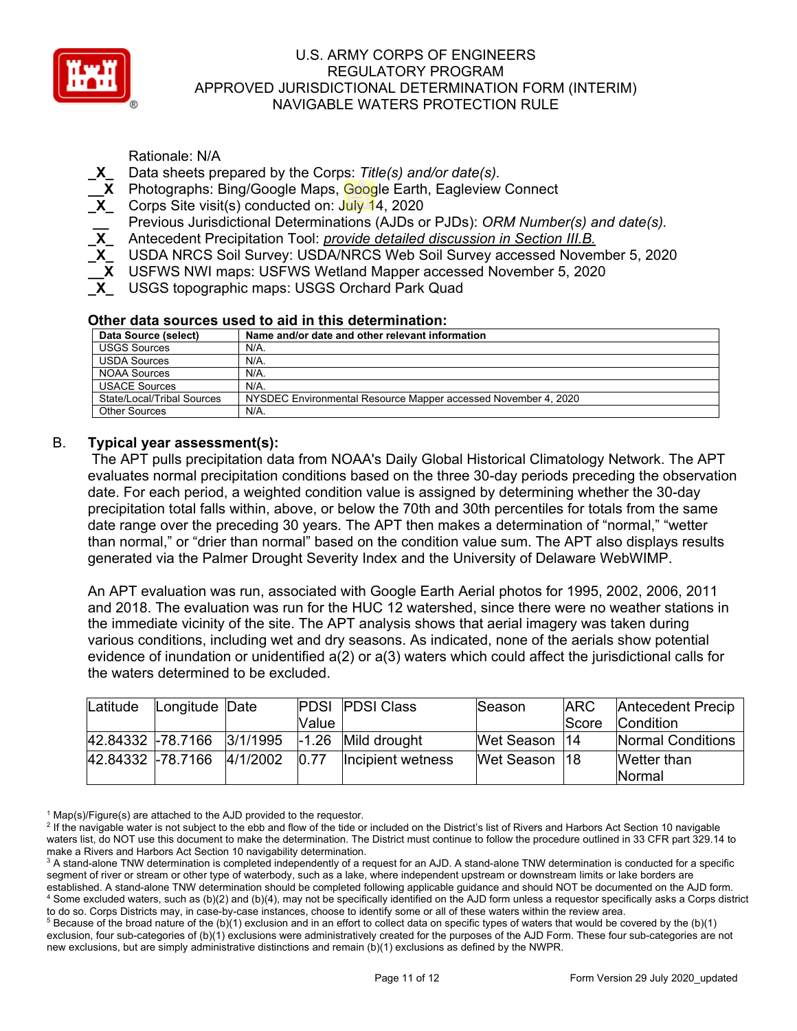Rationale: N/A

_X_ Data sheets prepared by the Corps: *Title(s) and/or date(s).*
__X Photographs: Bing/Google Maps, Google Earth, Eagleview Connect
_X_ Corps Site visit(s) conducted on: July 14, 2020
__ Previous Jurisdictional Determinations (AJDs or PJDs): *ORM Number(s) and date(s).*
_X_ Antecedent Precipitation Tool: *provide detailed discussion in Section III.B.*
_X_ USDA NRCS Soil Survey: USDA/NRCS Web Soil Survey accessed November 5, 2020
__X USFWS NWI maps: USFWS Wetland Mapper accessed November 5, 2020
_X_ USGS topographic maps: USGS Orchard Park Quad

**Other data sources used to aid in this determination:**

| Data Source (select) | Name and/or date and other relevant information |
|---|---|
| USGS Sources | N/A. |
| USDA Sources | N/A. |
| NOAA Sources | N/A. |
| USACE Sources | N/A. |
| State/Local/Tribal Sources | NYSDEC Environmental Resource Mapper accessed November 4, 2020 |
| Other Sources | N/A. |

B. **Typical year assessment(s):**

The APT pulls precipitation data from NOAA's Daily Global Historical Climatology Network. The APT evaluates normal precipitation conditions based on the three 30-day periods preceding the observation date. For each period, a weighted condition value is assigned by determining whether the 30-day precipitation total falls within, above, or below the 70th and 30th percentiles for totals from the same date range over the preceding 30 years. The APT then makes a determination of "normal," "wetter than normal," or "drier than normal" based on the condition value sum. The APT also displays results generated via the Palmer Drought Severity Index and the University of Delaware WebWIMP.

An APT evaluation was run, associated with Google Earth Aerial photos for 1995, 2002, 2006, 2011 and 2018. The evaluation was run for the HUC 12 watershed, since there were no weather stations in the immediate vicinity of the site. The APT analysis shows that aerial imagery was taken during various conditions, including wet and dry seasons. As indicated, none of the aerials show potential evidence of inundation or unidentified a(2) or a(3) waters which could affect the jurisdictional calls for the waters determined to be excluded.

| Latitude | Longitude | Date | PDSI Value | PDSI Class | Season | ARC Score | Antecedent Precip Condition |
|---|---|---|---|---|---|---|---|
| 42.84332 | -78.7166 | 3/1/1995 | -1.26 | Mild drought | Wet Season | 14 | Normal Conditions |
| 42.84332 | -78.7166 | 4/1/2002 | 0.77 | Incipient wetness | Wet Season | 18 | Wetter than Normal |

[1] Map(s)/Figure(s) are attached to the AJD provided to the requestor.
[2] If the navigable water is not subject to the ebb and flow of the tide or included on the District's list of Rivers and Harbors Act Section 10 navigable waters list, do NOT use this document to make the determination. The District must continue to follow the procedure outlined in 33 CFR part 329.14 to make a Rivers and Harbors Act Section 10 navigability determination.
[3] A stand-alone TNW determination is completed independently of a request for an AJD. A stand-alone TNW determination is conducted for a specific segment of river or stream or other type of waterbody, such as a lake, where independent upstream or downstream limits or lake borders are established. A stand-alone TNW determination should be completed following applicable guidance and should NOT be documented on the AJD form.
[4] Some excluded waters, such as (b)(2) and (b)(4), may not be specifically identified on the AJD form unless a requestor specifically asks a Corps district to do so. Corps Districts may, in case-by-case instances, choose to identify some or all of these waters within the review area.
[5] Because of the broad nature of the (b)(1) exclusion and in an effort to collect data on specific types of waters that would be covered by the (b)(1) exclusion, four sub-categories of (b)(1) exclusions were administratively created for the purposes of the AJD Form. These four sub-categories are not new exclusions, but are simply administrative distinctions and remain (b)(1) exclusions as defined by the NWPR.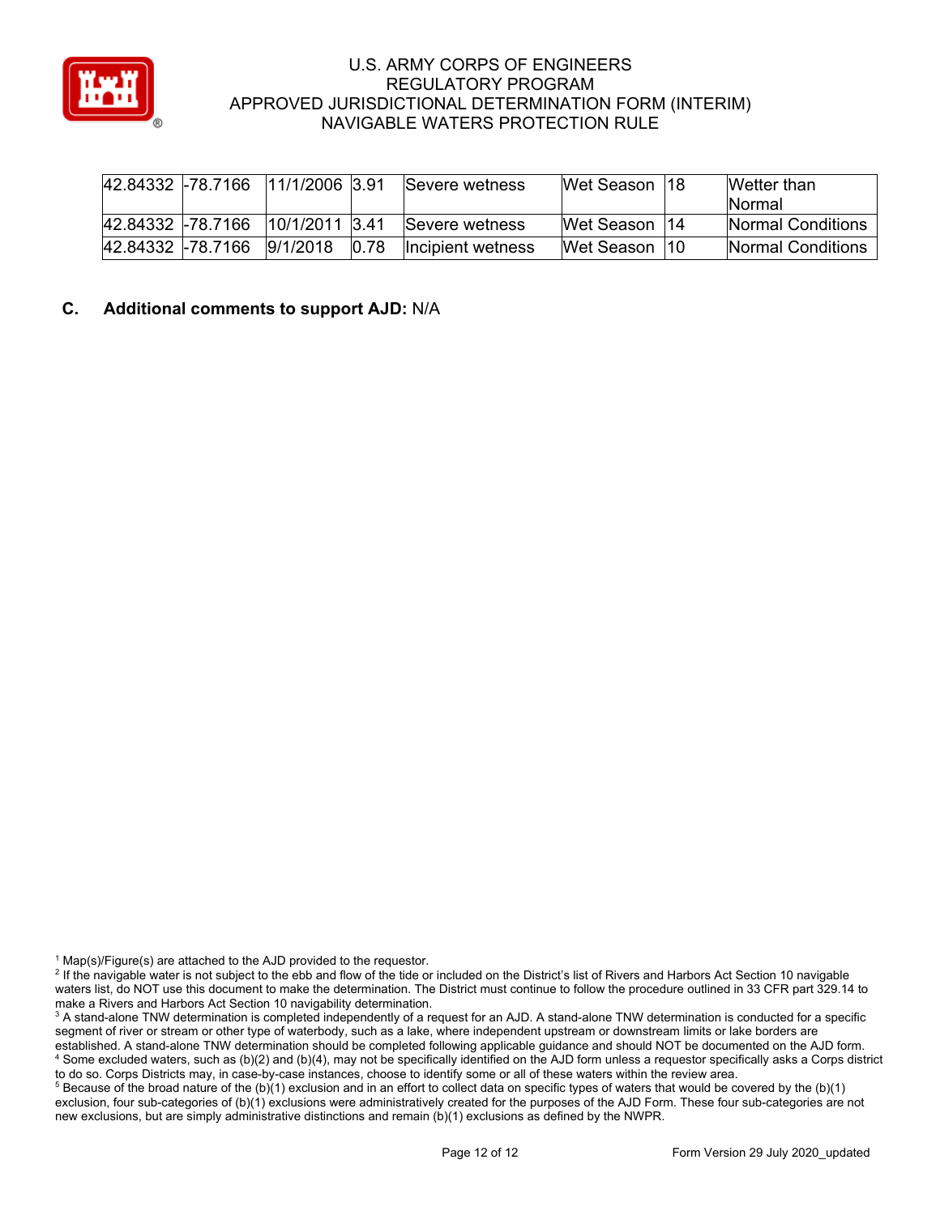| | | | | | | | |
|---|---|---|---|---|---|---|---|
| 42.84332 | -78.7166 | 11/1/2006 | 3.91 | Severe wetness | Wet Season | 18 | Wetter than Normal |
| 42.84332 | -78.7166 | 10/1/2011 | 3.41 | Severe wetness | Wet Season | 14 | Normal Conditions |
| 42.84332 | -78.7166 | 9/1/2018 | 0.78 | Incipient wetness | Wet Season | 10 | Normal Conditions |

**C. Additional comments to support AJD:** N/A

[1] Map(s)/Figure(s) are attached to the AJD provided to the requestor.
[2] If the navigable water is not subject to the ebb and flow of the tide or included on the District's list of Rivers and Harbors Act Section 10 navigable waters list, do NOT use this document to make the determination. The District must continue to follow the procedure outlined in 33 CFR part 329.14 to make a Rivers and Harbors Act Section 10 navigability determination.
[3] A stand-alone TNW determination is completed independently of a request for an AJD. A stand-alone TNW determination is conducted for a specific segment of river or stream or other type of waterbody, such as a lake, where independent upstream or downstream limits or lake borders are established. A stand-alone TNW determination should be completed following applicable guidance and should NOT be documented on the AJD form.
[4] Some excluded waters, such as (b)(2) and (b)(4), may not be specifically identified on the AJD form unless a requestor specifically asks a Corps district to do so. Corps Districts may, in case-by-case instances, choose to identify some or all of these waters within the review area.
[5] Because of the broad nature of the (b)(1) exclusion and in an effort to collect data on specific types of waters that would be covered by the (b)(1) exclusion, four sub-categories of (b)(1) exclusions were administratively created for the purposes of the AJD Form. These four sub-categories are not new exclusions, but are simply administrative distinctions and remain (b)(1) exclusions as defined by the NWPR.